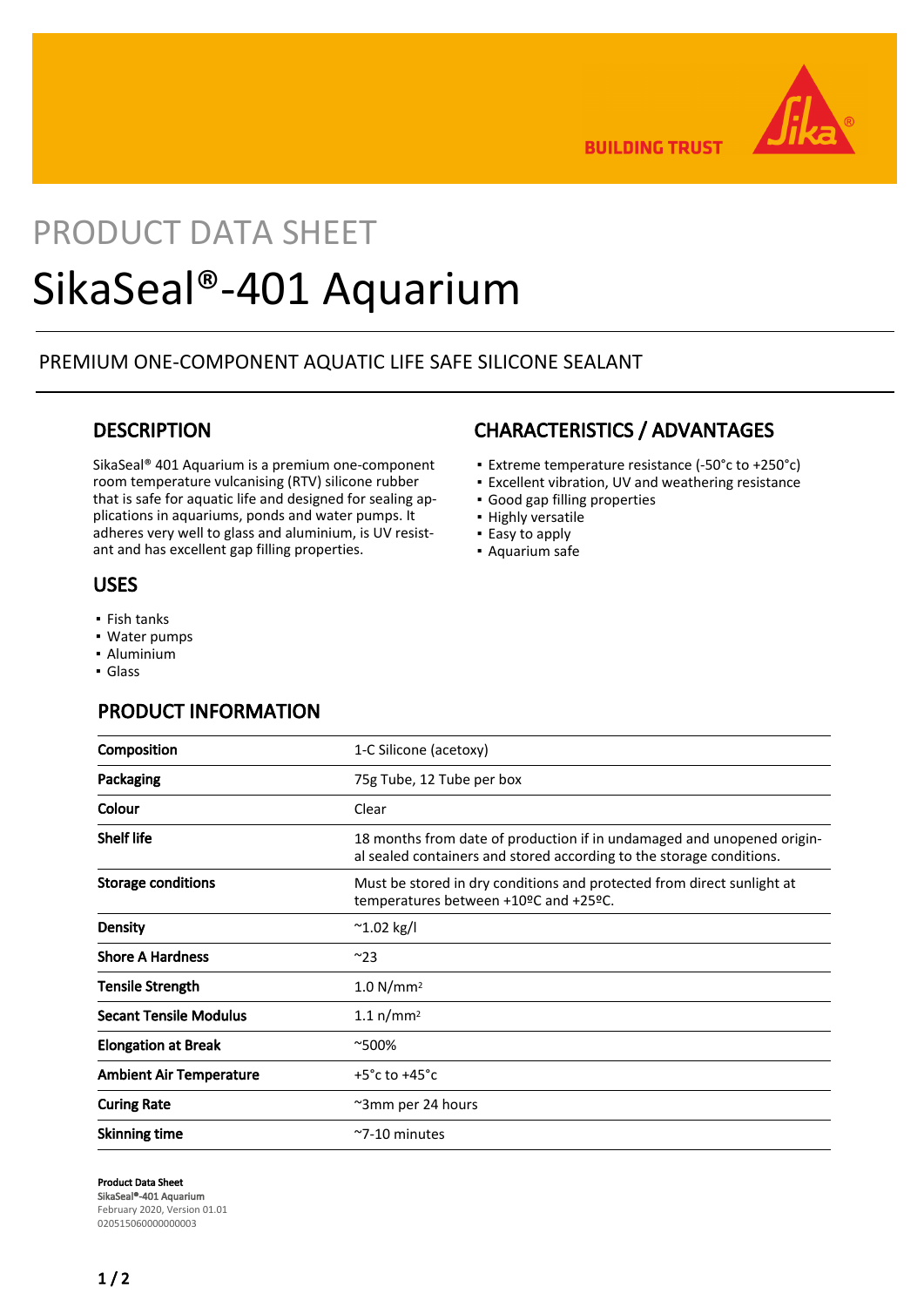# PRODUCT DATA SHEET

# SikaSeal®-401 Aquarium

PREMIUM ONE-COMPONENT AQUATIC LIFE SAFE SILICONE SEALANT

## DESCRIPTION

SikaSeal® 401 Aquarium is a premium one-component room temperature vulcanising (RTV) silicone rubber that is safe for aquatic life and designed for sealing applications in aquariums, ponds and water pumps. It adheres very well to glass and aluminium, is UV resistant and has excellent gap filling properties.

## USES

- Fish tanks
- Water pumps
- Aluminium
- Glass

## CHARACTERISTICS / ADVANTAGES

- Extreme temperature resistance (-50°c to +250°c)
- Excellent vibration, UV and weathering resistance
- Good gap filling properties
- Highly versatile
- Easy to apply
- Aquarium safe

## PRODUCT INFORMATION

| | |
|---|---|
| **Composition** | 1-C Silicone (acetoxy) |
| **Packaging** | 75g Tube, 12 Tube per box |
| **Colour** | Clear |
| **Shelf life** | 18 months from date of production if in undamaged and unopened original sealed containers and stored according to the storage conditions. |
| **Storage conditions** | Must be stored in dry conditions and protected from direct sunlight at temperatures between +10ºC and +25ºC. |
| **Density** | ~1.02 kg/l |
| **Shore A Hardness** | ~23 |
| **Tensile Strength** | 1.0 N/mm² |
| **Secant Tensile Modulus** | 1.1 n/mm² |
| **Elongation at Break** | ~500% |
| **Ambient Air Temperature** | +5°c to +45°c |
| **Curing Rate** | ~3mm per 24 hours |
| **Skinning time** | ~7-10 minutes |

**Product Data Sheet**
SikaSeal®-401 Aquarium
February 2020, Version 01.01
020515060000000003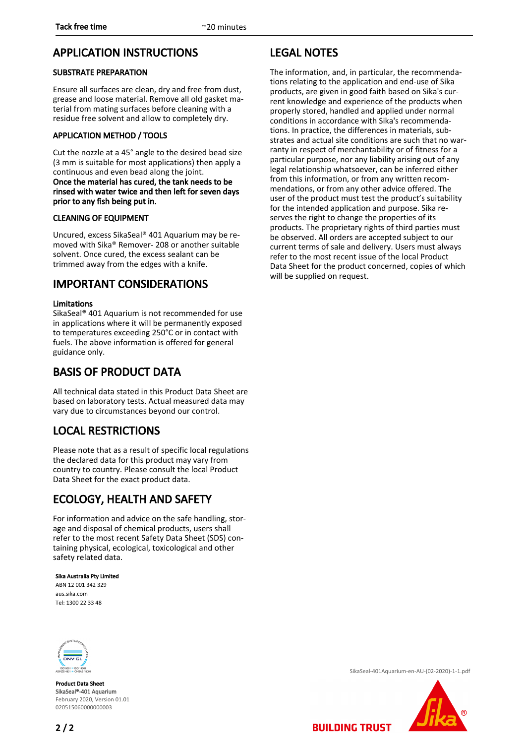| | |
|---|---|
| Tack free time | ~20 minutes |

## APPLICATION INSTRUCTIONS

### SUBSTRATE PREPARATION

Ensure all surfaces are clean, dry and free from dust, grease and loose material. Remove all old gasket material from mating surfaces before cleaning with a residue free solvent and allow to completely dry.

### APPLICATION METHOD / TOOLS

Cut the nozzle at a 45° angle to the desired bead size (3 mm is suitable for most applications) then apply a continuous and even bead along the joint.
**Once the material has cured, the tank needs to be rinsed with water twice and then left for seven days prior to any fish being put in.**

### CLEANING OF EQUIPMENT

Uncured, excess SikaSeal® 401 Aquarium may be removed with Sika® Remover- 208 or another suitable solvent. Once cured, the excess sealant can be trimmed away from the edges with a knife.

## IMPORTANT CONSIDERATIONS

**Limitations**
SikaSeal® 401 Aquarium is not recommended for use in applications where it will be permanently exposed to temperatures exceeding 250°C or in contact with fuels. The above information is offered for general guidance only.

## BASIS OF PRODUCT DATA

All technical data stated in this Product Data Sheet are based on laboratory tests. Actual measured data may vary due to circumstances beyond our control.

## LOCAL RESTRICTIONS

Please note that as a result of specific local regulations the declared data for this product may vary from country to country. Please consult the local Product Data Sheet for the exact product data.

## ECOLOGY, HEALTH AND SAFETY

For information and advice on the safe handling, storage and disposal of chemical products, users shall refer to the most recent Safety Data Sheet (SDS) containing physical, ecological, toxicological and other safety related data.

## LEGAL NOTES

The information, and, in particular, the recommendations relating to the application and end-use of Sika products, are given in good faith based on Sika's current knowledge and experience of the products when properly stored, handled and applied under normal conditions in accordance with Sika's recommendations. In practice, the differences in materials, substrates and actual site conditions are such that no warranty in respect of merchantability or of fitness for a particular purpose, nor any liability arising out of any legal relationship whatsoever, can be inferred either from this information, or from any written recommendations, or from any other advice offered. The user of the product must test the product's suitability for the intended application and purpose. Sika reserves the right to change the properties of its products. The proprietary rights of third parties must be observed. All orders are accepted subject to our current terms of sale and delivery. Users must always refer to the most recent issue of the local Product Data Sheet for the product concerned, copies of which will be supplied on request.

**Sika Australia Pty Limited**
ABN 12 001 342 329
aus.sika.com
Tel: 1300 22 33 48

**Product Data Sheet**
**SikaSeal®-401 Aquarium**
February 2020, Version 01.01
020515060000000003

SikaSeal-401Aquarium-en-AU-(02-2020)-1-1.pdf

BUILDING TRUST